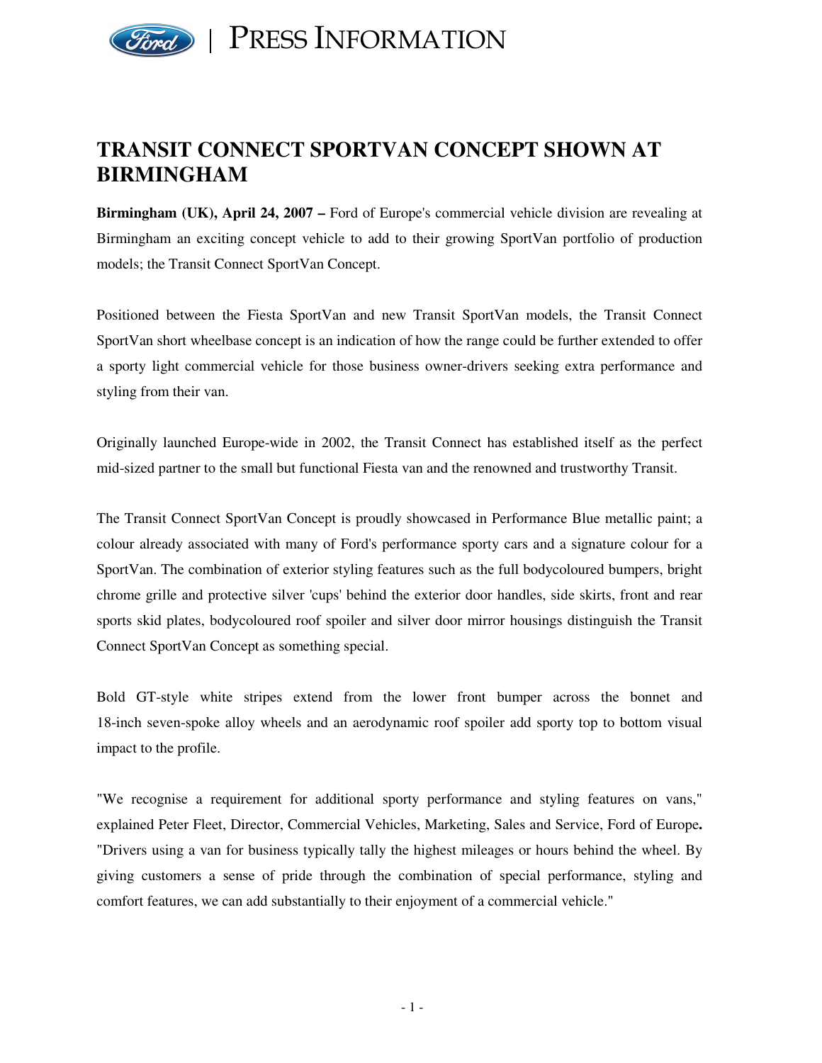PRESS INFORMATION

# TRANSIT CONNECT SPORTVAN CONCEPT SHOWN AT BIRMINGHAM

**Birmingham (UK), April 24, 2007 –** Ford of Europe's commercial vehicle division are revealing at Birmingham an exciting concept vehicle to add to their growing SportVan portfolio of production models; the Transit Connect SportVan Concept.

Positioned between the Fiesta SportVan and new Transit SportVan models, the Transit Connect SportVan short wheelbase concept is an indication of how the range could be further extended to offer a sporty light commercial vehicle for those business owner-drivers seeking extra performance and styling from their van.

Originally launched Europe-wide in 2002, the Transit Connect has established itself as the perfect mid-sized partner to the small but functional Fiesta van and the renowned and trustworthy Transit.

The Transit Connect SportVan Concept is proudly showcased in Performance Blue metallic paint; a colour already associated with many of Ford's performance sporty cars and a signature colour for a SportVan. The combination of exterior styling features such as the full bodycoloured bumpers, bright chrome grille and protective silver 'cups' behind the exterior door handles, side skirts, front and rear sports skid plates, bodycoloured roof spoiler and silver door mirror housings distinguish the Transit Connect SportVan Concept as something special.

Bold GT-style white stripes extend from the lower front bumper across the bonnet and 18-inch seven-spoke alloy wheels and an aerodynamic roof spoiler add sporty top to bottom visual impact to the profile.

"We recognise a requirement for additional sporty performance and styling features on vans," explained Peter Fleet, Director, Commercial Vehicles, Marketing, Sales and Service, Ford of Europe**.** "Drivers using a van for business typically tally the highest mileages or hours behind the wheel. By giving customers a sense of pride through the combination of special performance, styling and comfort features, we can add substantially to their enjoyment of a commercial vehicle."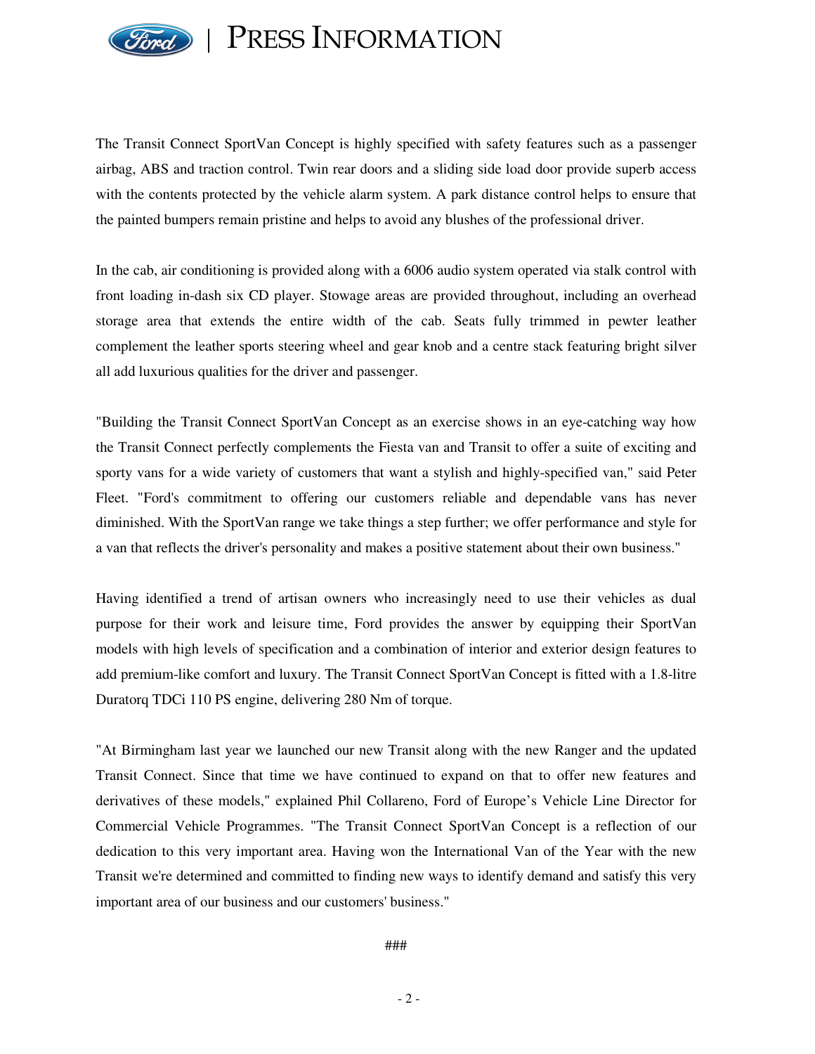The Transit Connect SportVan Concept is highly specified with safety features such as a passenger airbag, ABS and traction control. Twin rear doors and a sliding side load door provide superb access with the contents protected by the vehicle alarm system. A park distance control helps to ensure that the painted bumpers remain pristine and helps to avoid any blushes of the professional driver.

In the cab, air conditioning is provided along with a 6006 audio system operated via stalk control with front loading in-dash six CD player. Stowage areas are provided throughout, including an overhead storage area that extends the entire width of the cab. Seats fully trimmed in pewter leather complement the leather sports steering wheel and gear knob and a centre stack featuring bright silver all add luxurious qualities for the driver and passenger.

"Building the Transit Connect SportVan Concept as an exercise shows in an eye-catching way how the Transit Connect perfectly complements the Fiesta van and Transit to offer a suite of exciting and sporty vans for a wide variety of customers that want a stylish and highly-specified van," said Peter Fleet. "Ford's commitment to offering our customers reliable and dependable vans has never diminished. With the SportVan range we take things a step further; we offer performance and style for a van that reflects the driver's personality and makes a positive statement about their own business."

Having identified a trend of artisan owners who increasingly need to use their vehicles as dual purpose for their work and leisure time, Ford provides the answer by equipping their SportVan models with high levels of specification and a combination of interior and exterior design features to add premium-like comfort and luxury. The Transit Connect SportVan Concept is fitted with a 1.8-litre Duratorq TDCi 110 PS engine, delivering 280 Nm of torque.

"At Birmingham last year we launched our new Transit along with the new Ranger and the updated Transit Connect. Since that time we have continued to expand on that to offer new features and derivatives of these models," explained Phil Collareno, Ford of Europe's Vehicle Line Director for Commercial Vehicle Programmes. "The Transit Connect SportVan Concept is a reflection of our dedication to this very important area. Having won the International Van of the Year with the new Transit we're determined and committed to finding new ways to identify demand and satisfy this very important area of our business and our customers' business."

###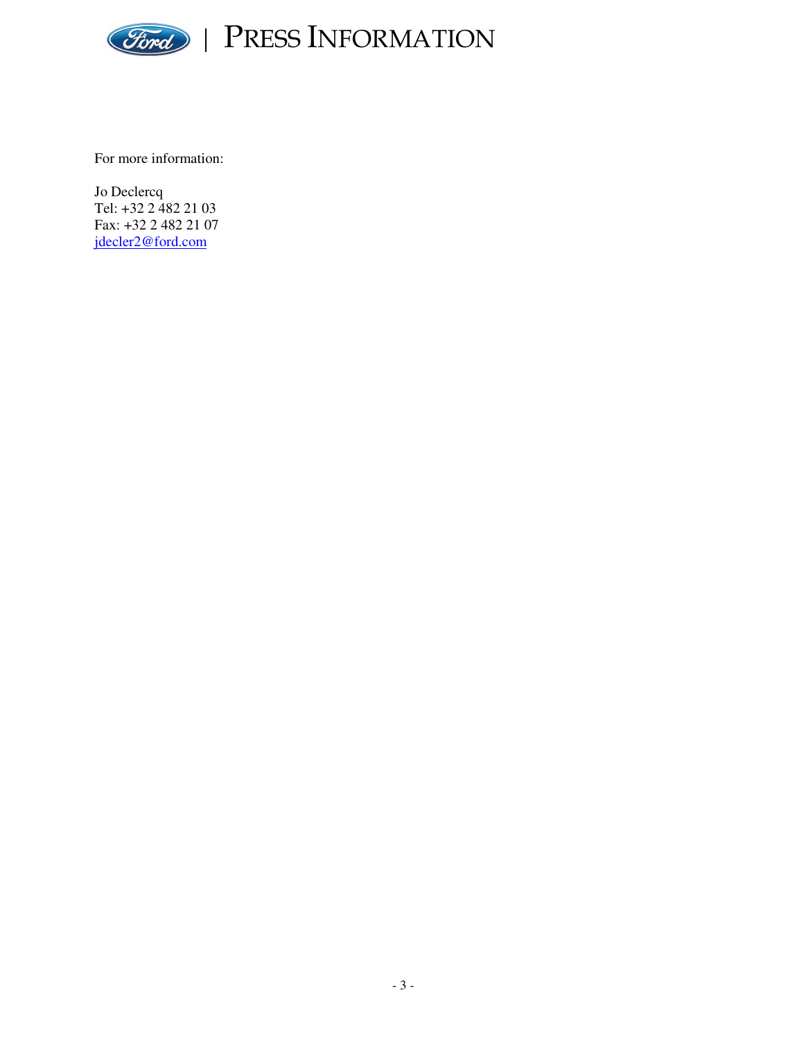For more information:

Jo Declercq
Tel: +32 2 482 21 03
Fax: +32 2 482 21 07
jdecler2@ford.com